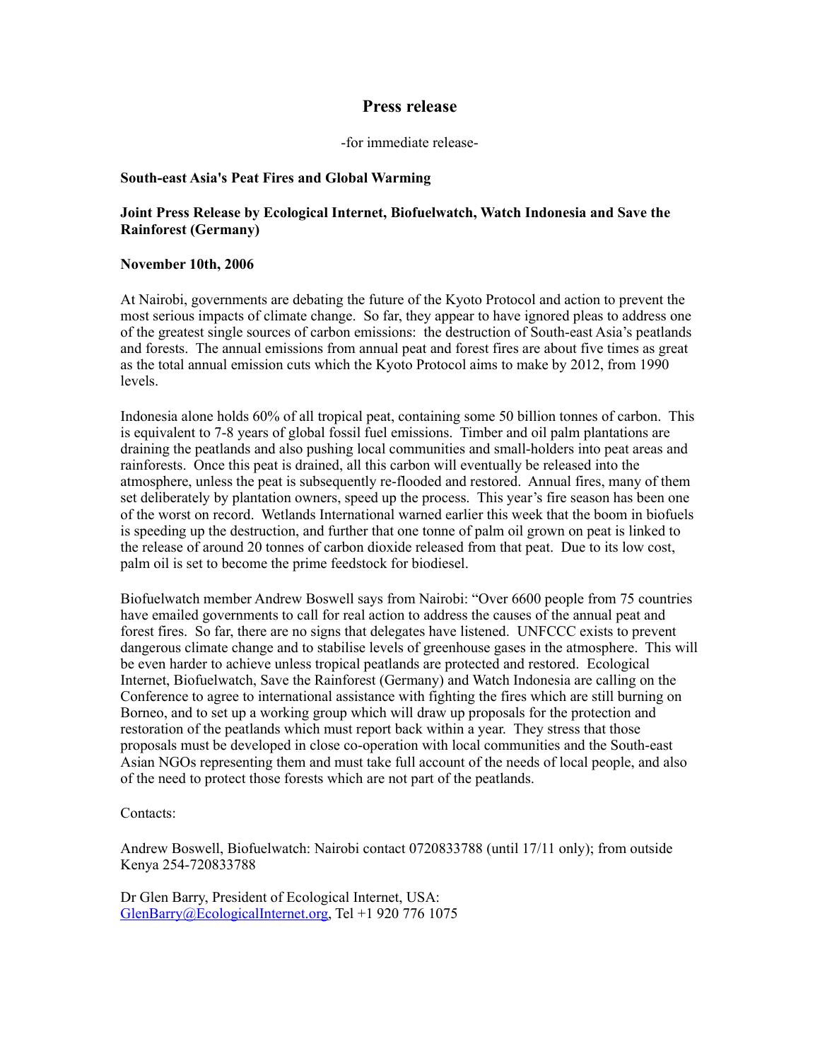# Press release

-for immediate release-

**South-east Asia's Peat Fires and Global Warming**

**Joint Press Release by Ecological Internet, Biofuelwatch, Watch Indonesia and Save the Rainforest (Germany)**

**November 10th, 2006**

At Nairobi, governments are debating the future of the Kyoto Protocol and action to prevent the most serious impacts of climate change. So far, they appear to have ignored pleas to address one of the greatest single sources of carbon emissions: the destruction of South-east Asia's peatlands and forests. The annual emissions from annual peat and forest fires are about five times as great as the total annual emission cuts which the Kyoto Protocol aims to make by 2012, from 1990 levels.

Indonesia alone holds 60% of all tropical peat, containing some 50 billion tonnes of carbon. This is equivalent to 7-8 years of global fossil fuel emissions. Timber and oil palm plantations are draining the peatlands and also pushing local communities and small-holders into peat areas and rainforests. Once this peat is drained, all this carbon will eventually be released into the atmosphere, unless the peat is subsequently re-flooded and restored. Annual fires, many of them set deliberately by plantation owners, speed up the process. This year's fire season has been one of the worst on record. Wetlands International warned earlier this week that the boom in biofuels is speeding up the destruction, and further that one tonne of palm oil grown on peat is linked to the release of around 20 tonnes of carbon dioxide released from that peat. Due to its low cost, palm oil is set to become the prime feedstock for biodiesel.

Biofuelwatch member Andrew Boswell says from Nairobi: "Over 6600 people from 75 countries have emailed governments to call for real action to address the causes of the annual peat and forest fires. So far, there are no signs that delegates have listened. UNFCCC exists to prevent dangerous climate change and to stabilise levels of greenhouse gases in the atmosphere. This will be even harder to achieve unless tropical peatlands are protected and restored. Ecological Internet, Biofuelwatch, Save the Rainforest (Germany) and Watch Indonesia are calling on the Conference to agree to international assistance with fighting the fires which are still burning on Borneo, and to set up a working group which will draw up proposals for the protection and restoration of the peatlands which must report back within a year. They stress that those proposals must be developed in close co-operation with local communities and the South-east Asian NGOs representing them and must take full account of the needs of local people, and also of the need to protect those forests which are not part of the peatlands.

Contacts:

Andrew Boswell, Biofuelwatch: Nairobi contact 0720833788 (until 17/11 only); from outside Kenya 254-720833788

Dr Glen Barry, President of Ecological Internet, USA: GlenBarry@EcologicalInternet.org, Tel +1 920 776 1075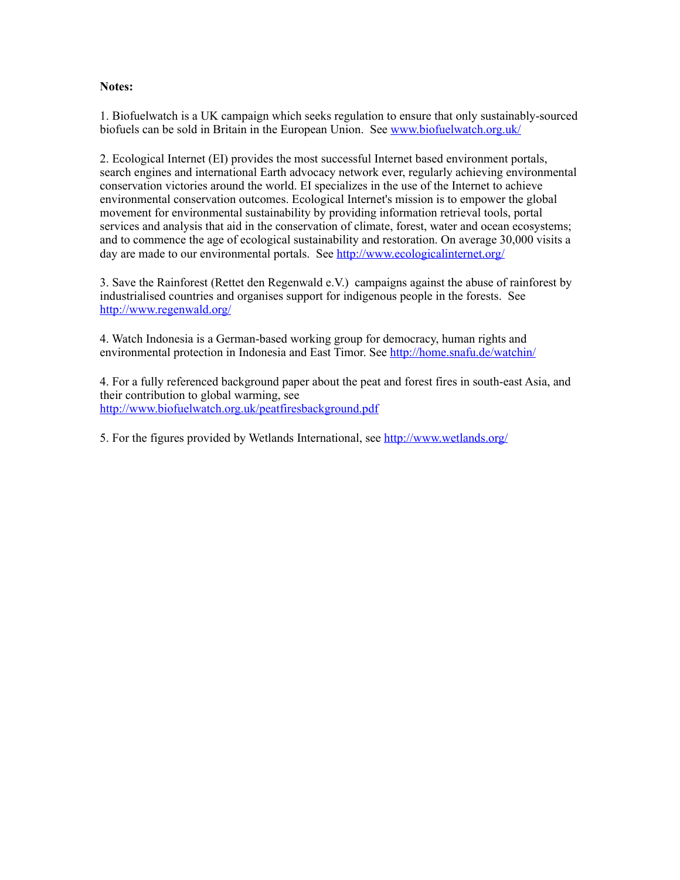**Notes:**

1. Biofuelwatch is a UK campaign which seeks regulation to ensure that only sustainably-sourced biofuels can be sold in Britain in the European Union. See www.biofuelwatch.org.uk/

2. Ecological Internet (EI) provides the most successful Internet based environment portals, search engines and international Earth advocacy network ever, regularly achieving environmental conservation victories around the world. EI specializes in the use of the Internet to achieve environmental conservation outcomes. Ecological Internet's mission is to empower the global movement for environmental sustainability by providing information retrieval tools, portal services and analysis that aid in the conservation of climate, forest, water and ocean ecosystems; and to commence the age of ecological sustainability and restoration. On average 30,000 visits a day are made to our environmental portals. See http://www.ecologicalinternet.org/

3. Save the Rainforest (Rettet den Regenwald e.V.) campaigns against the abuse of rainforest by industrialised countries and organises support for indigenous people in the forests. See http://www.regenwald.org/

4. Watch Indonesia is a German-based working group for democracy, human rights and environmental protection in Indonesia and East Timor. See http://home.snafu.de/watchin/

4. For a fully referenced background paper about the peat and forest fires in south-east Asia, and their contribution to global warming, see http://www.biofuelwatch.org.uk/peatfiresbackground.pdf

5. For the figures provided by Wetlands International, see http://www.wetlands.org/